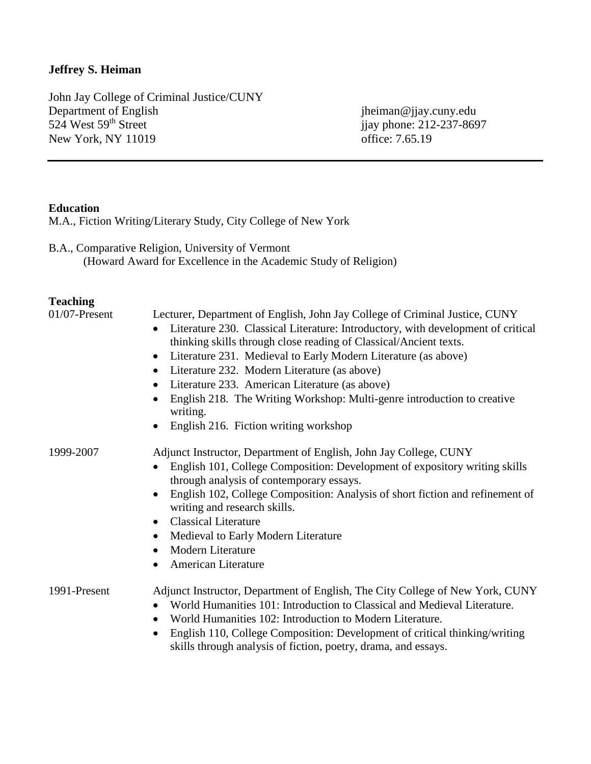**Jeffrey S. Heiman**

John Jay College of Criminal Justice/CUNY
Department of English
524 West 59th Street
New York, NY 11019

jheiman@jjay.cuny.edu
jjay phone: 212-237-8697
office: 7.65.19

---

## Education

M.A., Fiction Writing/Literary Study, City College of New York

B.A., Comparative Religion, University of Vermont
(Howard Award for Excellence in the Academic Study of Religion)

## Teaching

**01/07-Present** — Lecturer, Department of English, John Jay College of Criminal Justice, CUNY

- Literature 230. Classical Literature: Introductory, with development of critical thinking skills through close reading of Classical/Ancient texts.
- Literature 231. Medieval to Early Modern Literature (as above)
- Literature 232. Modern Literature (as above)
- Literature 233. American Literature (as above)
- English 218. The Writing Workshop: Multi-genre introduction to creative writing.
- English 216. Fiction writing workshop

**1999-2007** — Adjunct Instructor, Department of English, John Jay College, CUNY

- English 101, College Composition: Development of expository writing skills through analysis of contemporary essays.
- English 102, College Composition: Analysis of short fiction and refinement of writing and research skills.
- Classical Literature
- Medieval to Early Modern Literature
- Modern Literature
- American Literature

**1991-Present** — Adjunct Instructor, Department of English, The City College of New York, CUNY

- World Humanities 101: Introduction to Classical and Medieval Literature.
- World Humanities 102: Introduction to Modern Literature.
- English 110, College Composition: Development of critical thinking/writing skills through analysis of fiction, poetry, drama, and essays.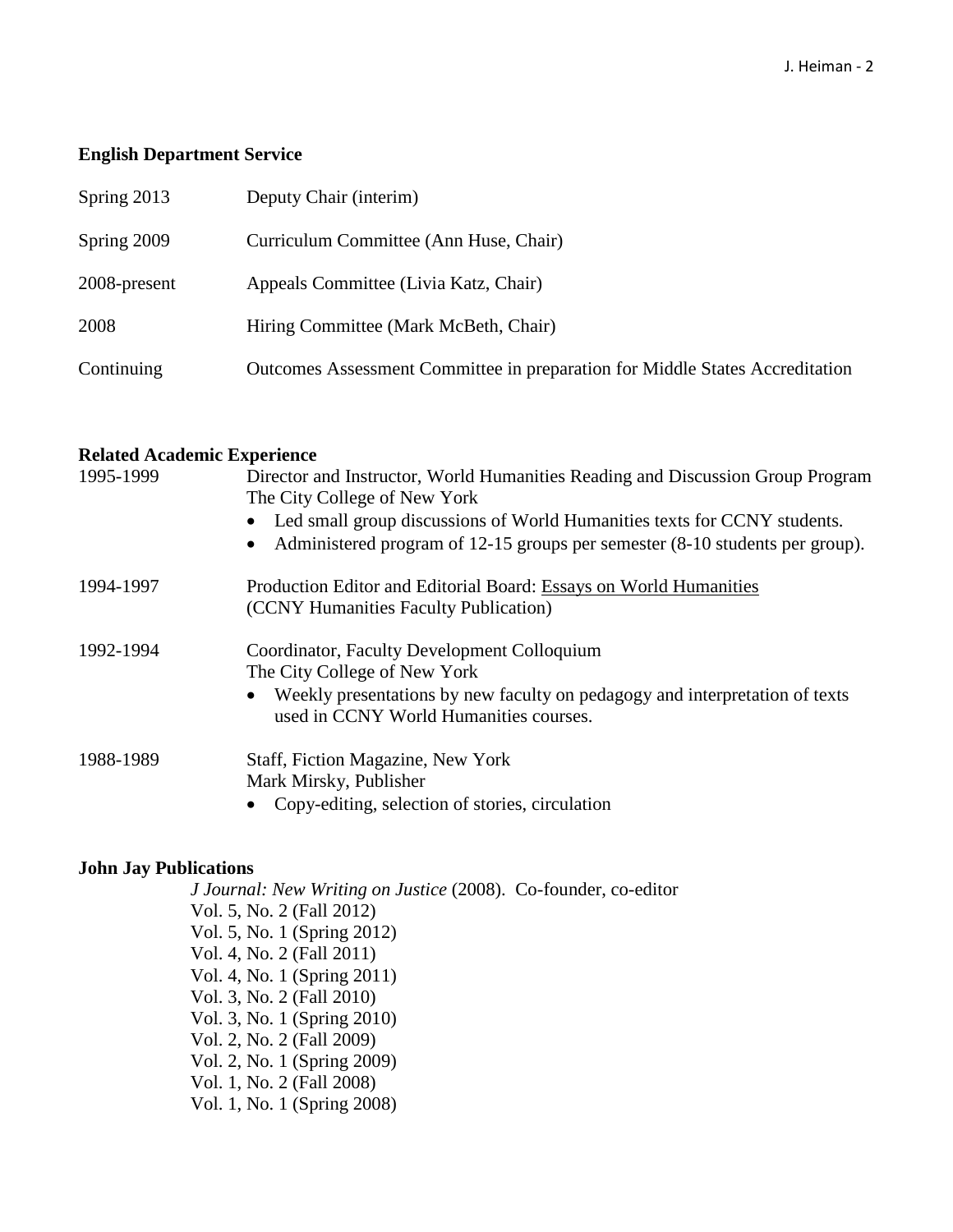## English Department Service

| | |
|---|---|
| Spring 2013 | Deputy Chair (interim) |
| Spring 2009 | Curriculum Committee (Ann Huse, Chair) |
| 2008-present | Appeals Committee (Livia Katz, Chair) |
| 2008 | Hiring Committee (Mark McBeth, Chair) |
| Continuing | Outcomes Assessment Committee in preparation for Middle States Accreditation |

## Related Academic Experience

**1995-1999**
Director and Instructor, World Humanities Reading and Discussion Group Program
The City College of New York
- Led small group discussions of World Humanities texts for CCNY students.
- Administered program of 12-15 groups per semester (8-10 students per group).

**1994-1997**
Production Editor and Editorial Board: Essays on World Humanities
(CCNY Humanities Faculty Publication)

**1992-1994**
Coordinator, Faculty Development Colloquium
The City College of New York
- Weekly presentations by new faculty on pedagogy and interpretation of texts used in CCNY World Humanities courses.

**1988-1989**
Staff, Fiction Magazine, New York
Mark Mirsky, Publisher
- Copy-editing, selection of stories, circulation

## John Jay Publications

*J Journal: New Writing on Justice* (2008). Co-founder, co-editor
Vol. 5, No. 2 (Fall 2012)
Vol. 5, No. 1 (Spring 2012)
Vol. 4, No. 2 (Fall 2011)
Vol. 4, No. 1 (Spring 2011)
Vol. 3, No. 2 (Fall 2010)
Vol. 3, No. 1 (Spring 2010)
Vol. 2, No. 2 (Fall 2009)
Vol. 2, No. 1 (Spring 2009)
Vol. 1, No. 2 (Fall 2008)
Vol. 1, No. 1 (Spring 2008)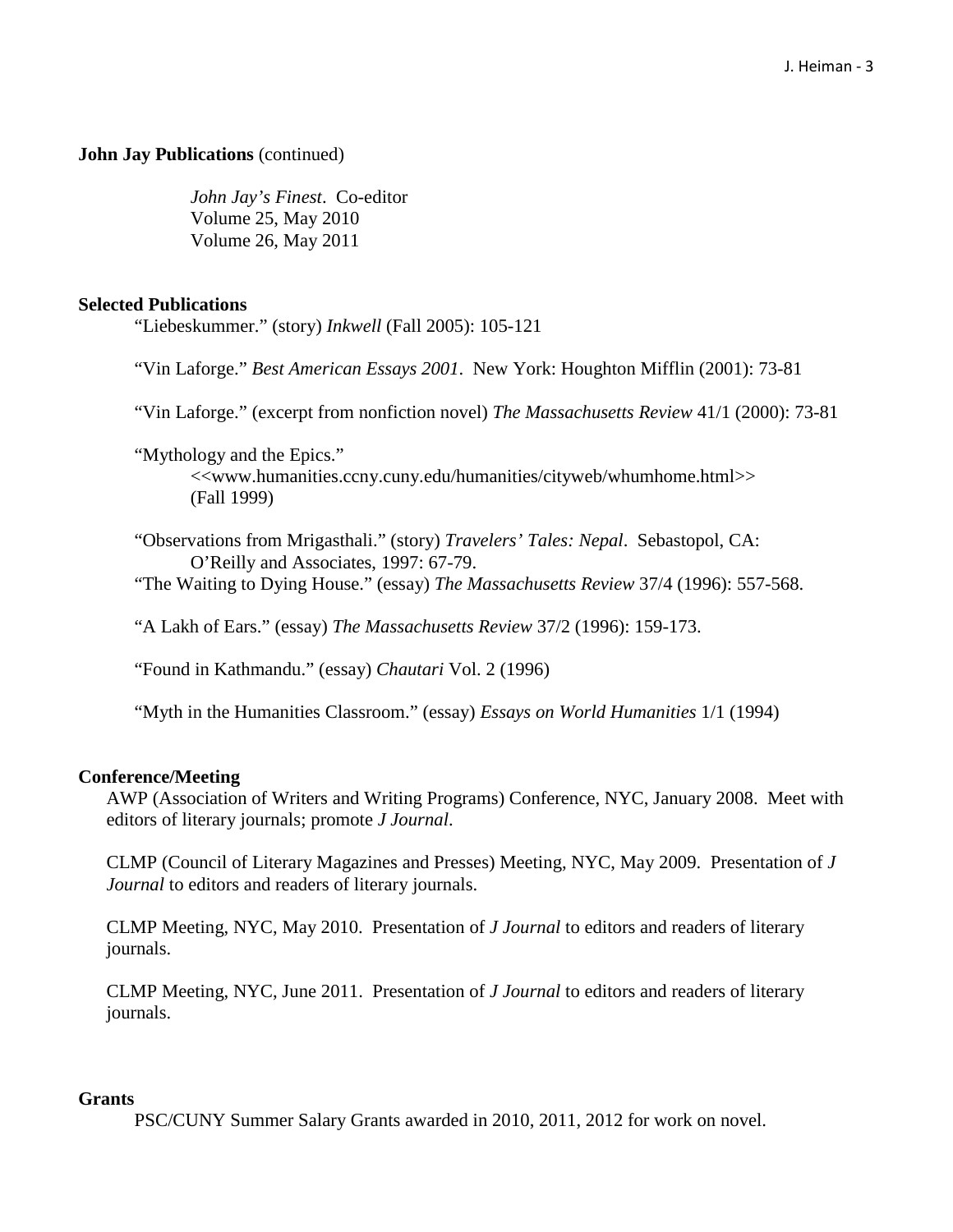**John Jay Publications** (continued)

*John Jay's Finest*. Co-editor
Volume 25, May 2010
Volume 26, May 2011

**Selected Publications**

"Liebeskummer." (story) *Inkwell* (Fall 2005): 105-121

"Vin Laforge." *Best American Essays 2001*. New York: Houghton Mifflin (2001): 73-81

"Vin Laforge." (excerpt from nonfiction novel) *The Massachusetts Review* 41/1 (2000): 73-81

"Mythology and the Epics."
<<www.humanities.ccny.cuny.edu/humanities/cityweb/whumhome.html>>
(Fall 1999)

"Observations from Mrigasthali." (story) *Travelers' Tales: Nepal*. Sebastopol, CA: O'Reilly and Associates, 1997: 67-79.

"The Waiting to Dying House." (essay) *The Massachusetts Review* 37/4 (1996): 557-568.

"A Lakh of Ears." (essay) *The Massachusetts Review* 37/2 (1996): 159-173.

"Found in Kathmandu." (essay) *Chautari* Vol. 2 (1996)

"Myth in the Humanities Classroom." (essay) *Essays on World Humanities* 1/1 (1994)

**Conference/Meeting**

AWP (Association of Writers and Writing Programs) Conference, NYC, January 2008. Meet with editors of literary journals; promote *J Journal*.

CLMP (Council of Literary Magazines and Presses) Meeting, NYC, May 2009. Presentation of *J Journal* to editors and readers of literary journals.

CLMP Meeting, NYC, May 2010. Presentation of *J Journal* to editors and readers of literary journals.

CLMP Meeting, NYC, June 2011. Presentation of *J Journal* to editors and readers of literary journals.

**Grants**

PSC/CUNY Summer Salary Grants awarded in 2010, 2011, 2012 for work on novel.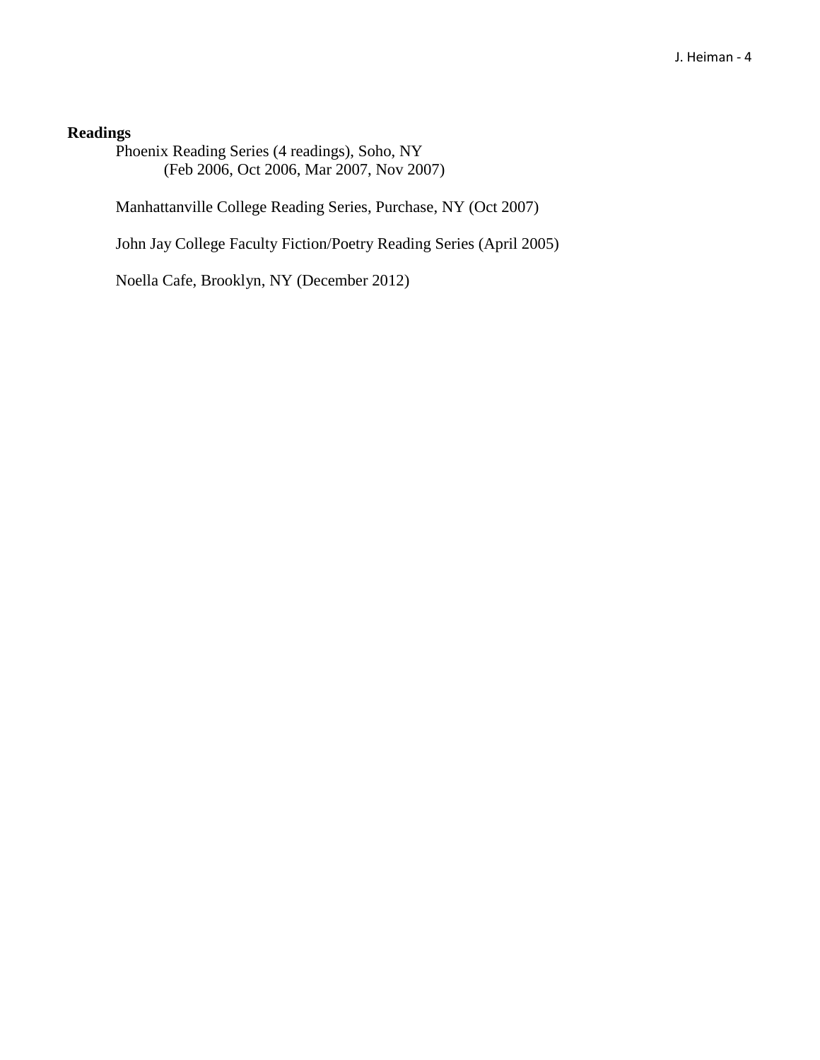**Readings**

Phoenix Reading Series (4 readings), Soho, NY
(Feb 2006, Oct 2006, Mar 2007, Nov 2007)

Manhattanville College Reading Series, Purchase, NY (Oct 2007)

John Jay College Faculty Fiction/Poetry Reading Series (April 2005)

Noella Cafe, Brooklyn, NY (December 2012)